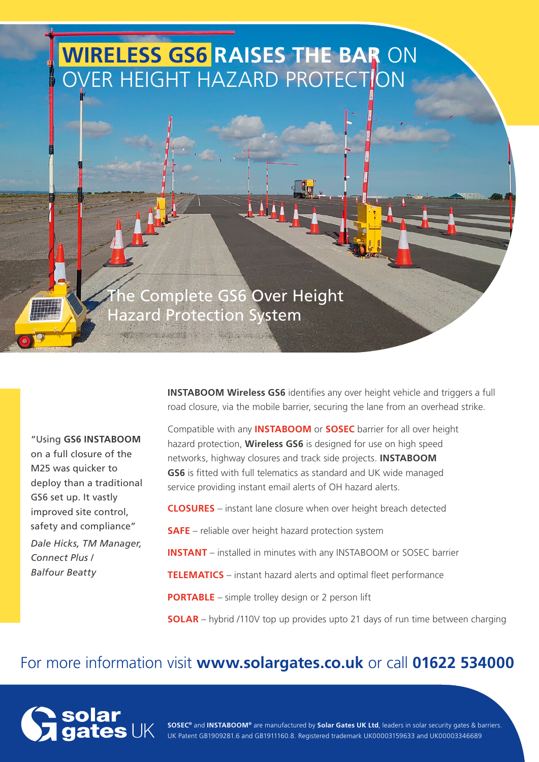# WIRELESS GS6 RAISES THE BAR ON OVER HEIGHT HAZARD PROTECTION

## The Complete GS6 Over Height Hazard Protection System

"Using **GS6 INSTABOOM** on a full closure of the M25 was quicker to deploy than a traditional GS6 set up. It vastly improved site control, safety and compliance"

*Dale Hicks, TM Manager, Connect Plus / Balfour Beatty*

**INSTABOOM Wireless GS6** identifies any over height vehicle and triggers a full road closure, via the mobile barrier, securing the lane from an overhead strike.

Compatible with any **INSTABOOM** or **SOSEC** barrier for all over height hazard protection, **Wireless GS6** is designed for use on high speed networks, highway closures and track side projects. **INSTABOOM GS6** is fitted with full telematics as standard and UK wide managed service providing instant email alerts of OH hazard alerts.

**CLOSURES** – instant lane closure when over height breach detected

**SAFE** – reliable over height hazard protection system

**INSTANT** – installed in minutes with any INSTABOOM or SOSEC barrier

**TELEMATICS** – instant hazard alerts and optimal fleet performance

**PORTABLE** – simple trolley design or 2 person lift

**SOLAR** – hybrid /110V top up provides upto 21 days of run time between charging

For more information visit **www.solargates.co.uk** or call **01622 534000**

solar gates UK

**SOSEC®** and **INSTABOOM®** are manufactured by **Solar Gates UK Ltd**, leaders in solar security gates & barriers. UK Patent GB1909281.6 and GB1911160.8. Registered trademark UK00003159633 and UK00003346689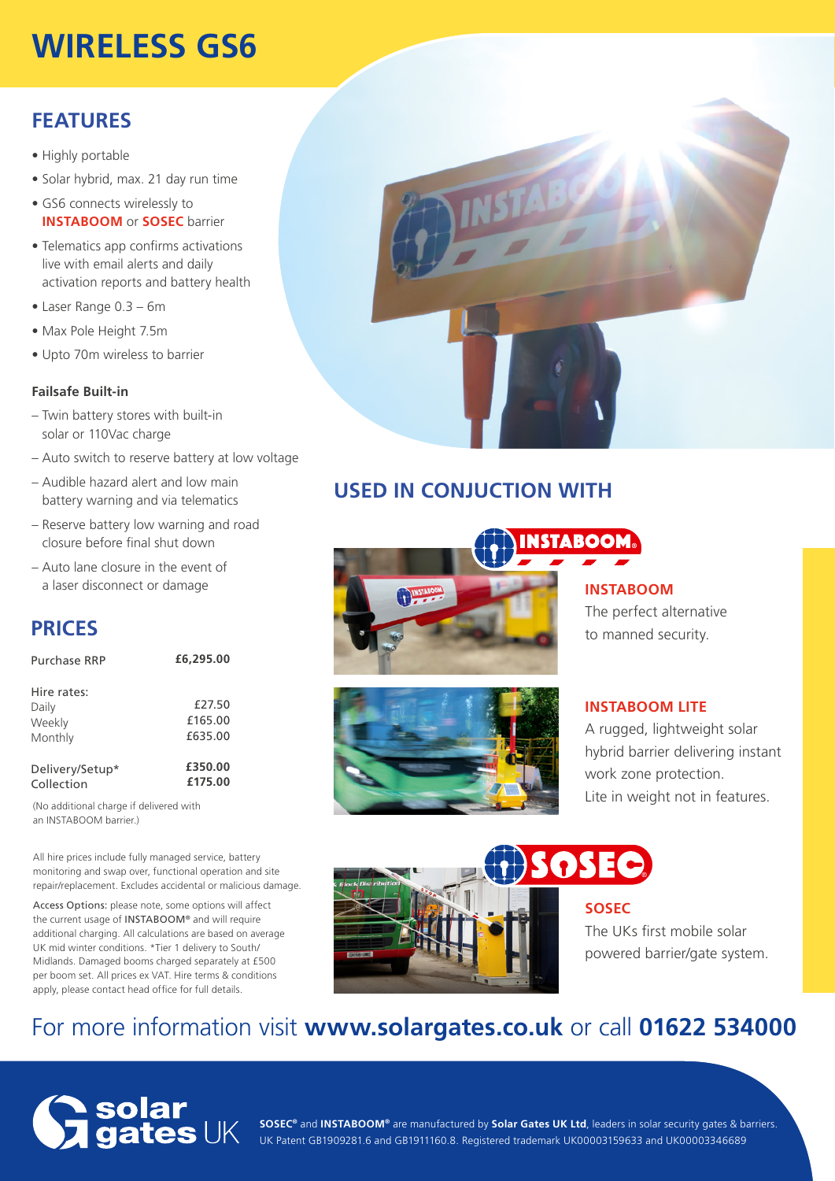# WIRELESS GS6

## FEATURES

- Highly portable
- Solar hybrid, max. 21 day run time
- GS6 connects wirelessly to **INSTABOOM** or **SOSEC** barrier
- Telematics app confirms activations live with email alerts and daily activation reports and battery health
- Laser Range 0.3 – 6m
- Max Pole Height 7.5m
- Upto 70m wireless to barrier

### Failsafe Built-in

- Twin battery stores with built-in solar or 110Vac charge
- Auto switch to reserve battery at low voltage
- Audible hazard alert and low main battery warning and via telematics
- Reserve battery low warning and road closure before final shut down
- Auto lane closure in the event of a laser disconnect or damage

## PRICES

| | |
|---|---|
| Purchase RRP | **£6,295.00** |
| Hire rates: | |
| Daily | £27.50 |
| Weekly | £165.00 |
| Monthly | £635.00 |
| Delivery/Setup* | **£350.00** |
| Collection | **£175.00** |

(No additional charge if delivered with an INSTABOOM barrier.)

All hire prices include fully managed service, battery monitoring and swap over, functional operation and site repair/replacement. Excludes accidental or malicious damage.

Access Options: please note, some options will affect the current usage of INSTABOOM® and will require additional charging. All calculations are based on average UK mid winter conditions. *Tier 1 delivery to South/Midlands. Damaged booms charged separately at £500 per boom set. All prices ex VAT. Hire terms & conditions apply, please contact head office for full details.

## USED IN CONJUCTION WITH

### INSTABOOM

The perfect alternative to manned security.

### INSTABOOM LITE

A rugged, lightweight solar hybrid barrier delivering instant work zone protection. Lite in weight not in features.

### SOSEC

The UKs first mobile solar powered barrier/gate system.

For more information visit **www.solargates.co.uk** or call **01622 534000**

solar gates UK

**SOSEC®** and **INSTABOOM®** are manufactured by **Solar Gates UK Ltd**, leaders in solar security gates & barriers. UK Patent GB1909281.6 and GB1911160.8. Registered trademark UK00003159633 and UK00003346689